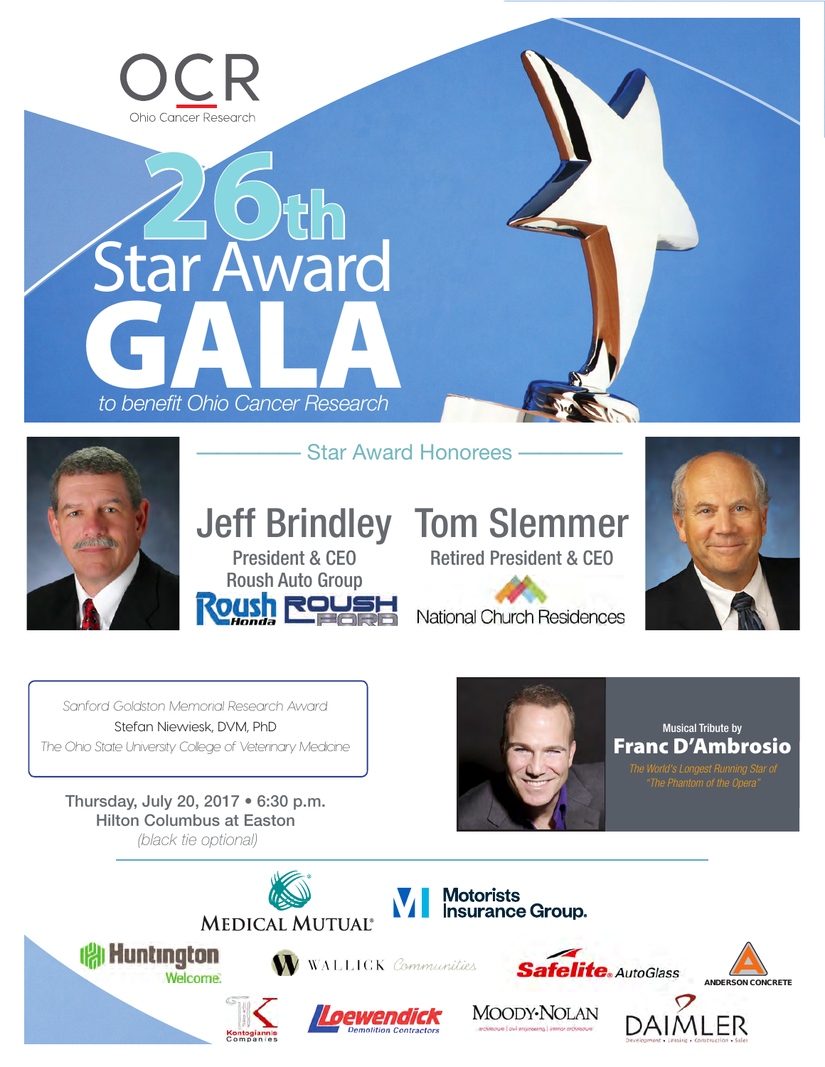OCR
Ohio Cancer Research

# 26th Star Award GALA

*to benefit Ohio Cancer Research*

## Star Award Honorees

### Jeff Brindley

President & CEO
Roush Auto Group

Roush Honda · ROUSH FORD

### Tom Slemmer

Retired President & CEO

National Church Residences

*Sanford Goldston Memorial Research Award*
Stefan Niewiesk, DVM, PhD
*The Ohio State University College of Veterinary Medicine*

Thursday, July 20, 2017 • 6:30 p.m.
Hilton Columbus at Easton
*(black tie optional)*

Musical Tribute by
**Franc D'Ambrosio**
*The World's Longest Running Star of "The Phantom of the Opera"*

Medical Mutual · Motorists Insurance Group · Huntington Welcome · Wallick Communities · Safelite AutoGlass · Anderson Concrete · Kontogiannis Companies · Loewendick Demolition Contractors · Moody·Nolan · Daimler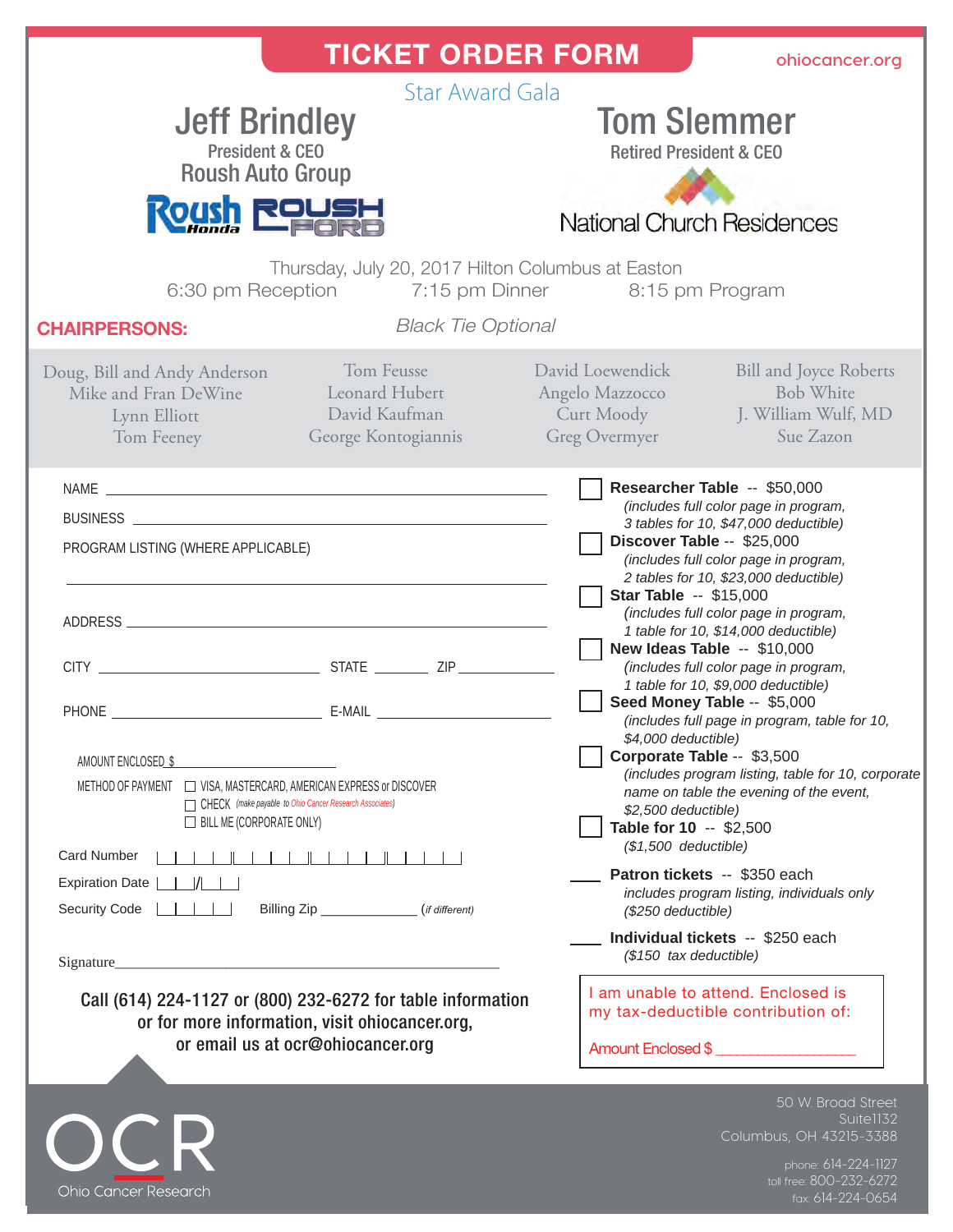# TICKET ORDER FORM

ohiocancer.org

## Star Award Gala

**Jeff Brindley**
President & CEO
Roush Auto Group

Roush Honda | Roush Ford

**Tom Slemmer**
Retired President & CEO
National Church Residences

Thursday, July 20, 2017 Hilton Columbus at Easton

6:30 pm Reception 7:15 pm Dinner 8:15 pm Program

*Black Tie Optional*

**CHAIRPERSONS:**

Doug, Bill and Andy Anderson
Mike and Fran DeWine
Lynn Elliott
Tom Feeney
Tom Feusse
Leonard Hubert
David Kaufman
George Kontogiannis
David Loewendick
Angelo Mazzocco
Curt Moody
Greg Overmyer
Bill and Joyce Roberts
Bob White
J. William Wulf, MD
Sue Zazon

NAME ______________________________

BUSINESS ______________________________

PROGRAM LISTING (WHERE APPLICABLE)

______________________________

ADDRESS ______________________________

CITY ____________ STATE ______ ZIP ________

PHONE ____________ E-MAIL ____________

AMOUNT ENCLOSED $ ____________

METHOD OF PAYMENT
- ☐ VISA, MASTERCARD, AMERICAN EXPRESS or DISCOVER
- ☐ CHECK *(make payable to Ohio Cancer Research Associates)*
- ☐ BILL ME (CORPORATE ONLY)

Card Number | | | | | | | | | | | | | | | | |

Expiration Date | | |/| | |

Security Code | | | | | Billing Zip ____________ (*if different*)

Signature______________________________

**Call (614) 224-1127 or (800) 232-6272 for table information or for more information, visit ohiocancer.org, or email us at ocr@ohiocancer.org**

- ☐ **Researcher Table** -- $50,000
  *(includes full color page in program, 3 tables for 10, $47,000 deductible)*
- ☐ **Discover Table** -- $25,000
  *(includes full color page in program, 2 tables for 10, $23,000 deductible)*
- ☐ **Star Table** -- $15,000
  *(includes full color page in program, 1 table for 10, $14,000 deductible)*
- ☐ **New Ideas Table** -- $10,000
  *(includes full color page in program, 1 table for 10, $9,000 deductible)*
- ☐ **Seed Money Table** -- $5,000
  *(includes full page in program, table for 10, $4,000 deductible)*
- ☐ **Corporate Table** -- $3,500
  *(includes program listing, table for 10, corporate name on table the evening of the event, $2,500 deductible)*
- ☐ **Table for 10** -- $2,500
  *($1,500 deductible)*

____ **Patron tickets** -- $350 each
*includes program listing, individuals only ($250 deductible)*

____ **Individual tickets** -- $250 each
*($150 tax deductible)*

I am unable to attend. Enclosed is my tax-deductible contribution of:

Amount Enclosed $ ____________

OCR
Ohio Cancer Research

50 W. Broad Street
Suite1132
Columbus, OH 43215-3388

phone: 614-224-1127
toll free: 800-232-6272
fax: 614-224-0654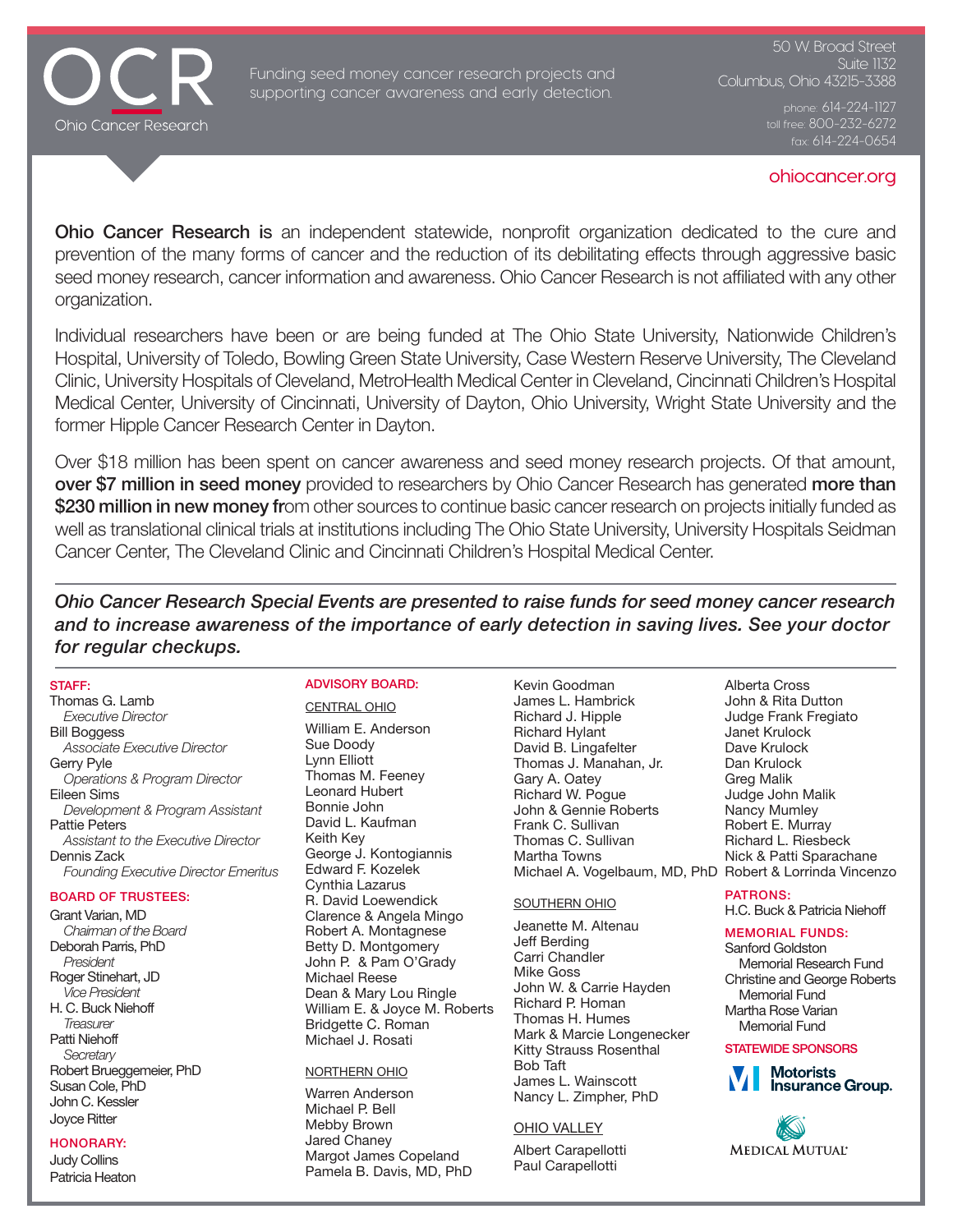# OCR

Ohio Cancer Research

Funding seed money cancer research projects and supporting cancer awareness and early detection.

50 W. Broad Street
Suite 1132
Columbus, Ohio 43215-3388

phone: 614-224-1127
toll free: 800-232-6272
fax: 614-224-0654

ohiocancer.org

**Ohio Cancer Research is** an independent statewide, nonprofit organization dedicated to the cure and prevention of the many forms of cancer and the reduction of its debilitating effects through aggressive basic seed money research, cancer information and awareness. Ohio Cancer Research is not affiliated with any other organization.

Individual researchers have been or are being funded at The Ohio State University, Nationwide Children's Hospital, University of Toledo, Bowling Green State University, Case Western Reserve University, The Cleveland Clinic, University Hospitals of Cleveland, MetroHealth Medical Center in Cleveland, Cincinnati Children's Hospital Medical Center, University of Cincinnati, University of Dayton, Ohio University, Wright State University and the former Hipple Cancer Research Center in Dayton.

Over $18 million has been spent on cancer awareness and seed money research projects. Of that amount, **over $7 million in seed money** provided to researchers by Ohio Cancer Research has generated **more than $230 million in new money fr**om other sources to continue basic cancer research on projects initially funded as well as translational clinical trials at institutions including The Ohio State University, University Hospitals Seidman Cancer Center, The Cleveland Clinic and Cincinnati Children's Hospital Medical Center.

***Ohio Cancer Research Special Events are presented to raise funds for seed money cancer research and to increase awareness of the importance of early detection in saving lives. See your doctor for regular checkups.***

**STAFF:**

Thomas G. Lamb
*Executive Director*
Bill Boggess
*Associate Executive Director*
Gerry Pyle
*Operations & Program Director*
Eileen Sims
*Development & Program Assistant*
Pattie Peters
*Assistant to the Executive Director*
Dennis Zack
*Founding Executive Director Emeritus*

**BOARD OF TRUSTEES:**

Grant Varian, MD
*Chairman of the Board*
Deborah Parris, PhD
*President*
Roger Stinehart, JD
*Vice President*
H. C. Buck Niehoff
*Treasurer*
Patti Niehoff
*Secretary*
Robert Brueggemeier, PhD
Susan Cole, PhD
John C. Kessler
Joyce Ritter

**HONORARY:**

Judy Collins
Patricia Heaton

**ADVISORY BOARD:**

CENTRAL OHIO

William E. Anderson
Sue Doody
Lynn Elliott
Thomas M. Feeney
Leonard Hubert
Bonnie John
David L. Kaufman
Keith Key
George J. Kontogiannis
Edward F. Kozelek
Cynthia Lazarus
R. David Loewendick
Clarence & Angela Mingo
Robert A. Montagnese
Betty D. Montgomery
John P. & Pam O'Grady
Michael Reese
Dean & Mary Lou Ringle
William E. & Joyce M. Roberts
Bridgette C. Roman
Michael J. Rosati
Kevin Goodman
James L. Hambrick
Richard J. Hipple
Richard Hylant
David B. Lingafelter
Thomas J. Manahan, Jr.
Gary A. Oatey
Richard W. Pogue
John & Gennie Roberts
Frank C. Sullivan
Thomas C. Sullivan
Martha Towns
Michael A. Vogelbaum, MD, PhD

NORTHERN OHIO

Warren Anderson
Michael P. Bell
Mebby Brown
Jared Chaney
Margot James Copeland
Pamela B. Davis, MD, PhD

SOUTHERN OHIO

Jeanette M. Altenau
Jeff Berding
Carri Chandler
Mike Goss
John W. & Carrie Hayden
Richard P. Homan
Thomas H. Humes
Mark & Marcie Longenecker
Kitty Strauss Rosenthal
Bob Taft
James L. Wainscott
Nancy L. Zimpher, PhD

OHIO VALLEY

Albert Carapellotti
Paul Carapellotti
Alberta Cross
John & Rita Dutton
Judge Frank Fregiato
Janet Krulock
Dave Krulock
Dan Krulock
Greg Malik
Judge John Malik
Nancy Mumley
Robert E. Murray
Richard L. Riesbeck
Nick & Patti Sparachane
Robert & Lorrinda Vincenzo

**PATRONS:**

H.C. Buck & Patricia Niehoff

**MEMORIAL FUNDS:**

Sanford Goldston Memorial Research Fund
Christine and George Roberts Memorial Fund
Martha Rose Varian Memorial Fund

**STATEWIDE SPONSORS**

Motorists Insurance Group.

Medical Mutual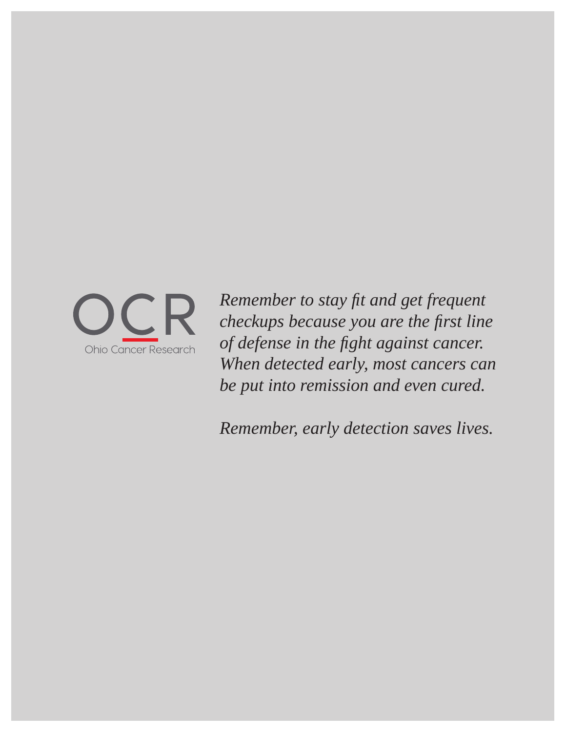OCR

Ohio Cancer Research

*Remember to stay fit and get frequent checkups because you are the first line of defense in the fight against cancer. When detected early, most cancers can be put into remission and even cured.*

*Remember, early detection saves lives.*